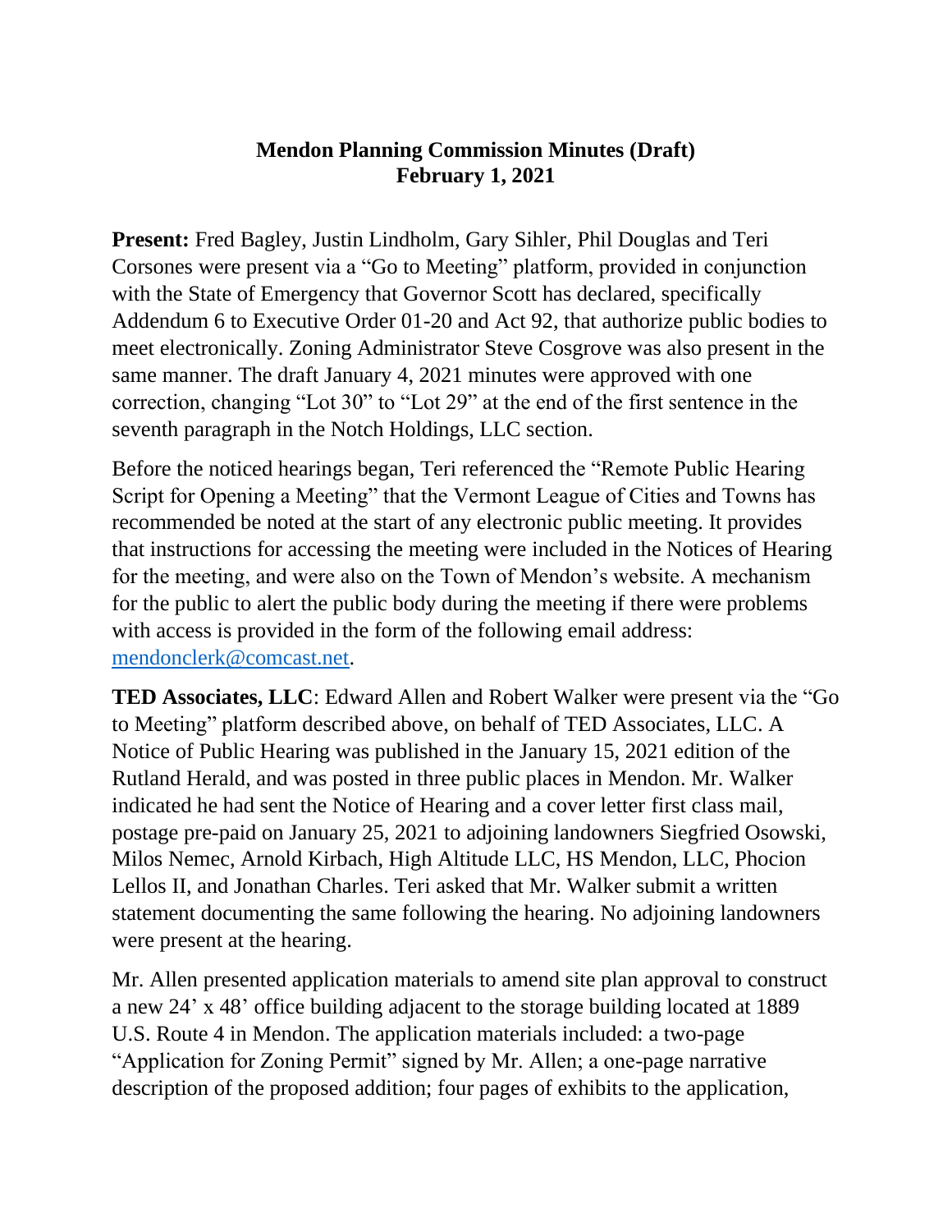# Mendon Planning Commission Minutes (Draft)
## February 1, 2021

**Present:** Fred Bagley, Justin Lindholm, Gary Sihler, Phil Douglas and Teri Corsones were present via a "Go to Meeting" platform, provided in conjunction with the State of Emergency that Governor Scott has declared, specifically Addendum 6 to Executive Order 01-20 and Act 92, that authorize public bodies to meet electronically. Zoning Administrator Steve Cosgrove was also present in the same manner. The draft January 4, 2021 minutes were approved with one correction, changing "Lot 30" to "Lot 29" at the end of the first sentence in the seventh paragraph in the Notch Holdings, LLC section.

Before the noticed hearings began, Teri referenced the "Remote Public Hearing Script for Opening a Meeting" that the Vermont League of Cities and Towns has recommended be noted at the start of any electronic public meeting. It provides that instructions for accessing the meeting were included in the Notices of Hearing for the meeting, and were also on the Town of Mendon's website. A mechanism for the public to alert the public body during the meeting if there were problems with access is provided in the form of the following email address: [mendonclerk@comcast.net](mailto:mendonclerk@comcast.net).

**TED Associates, LLC**: Edward Allen and Robert Walker were present via the "Go to Meeting" platform described above, on behalf of TED Associates, LLC. A Notice of Public Hearing was published in the January 15, 2021 edition of the Rutland Herald, and was posted in three public places in Mendon. Mr. Walker indicated he had sent the Notice of Hearing and a cover letter first class mail, postage pre-paid on January 25, 2021 to adjoining landowners Siegfried Osowski, Milos Nemec, Arnold Kirbach, High Altitude LLC, HS Mendon, LLC, Phocion Lellos II, and Jonathan Charles. Teri asked that Mr. Walker submit a written statement documenting the same following the hearing. No adjoining landowners were present at the hearing.

Mr. Allen presented application materials to amend site plan approval to construct a new 24' x 48' office building adjacent to the storage building located at 1889 U.S. Route 4 in Mendon. The application materials included: a two-page "Application for Zoning Permit" signed by Mr. Allen; a one-page narrative description of the proposed addition; four pages of exhibits to the application,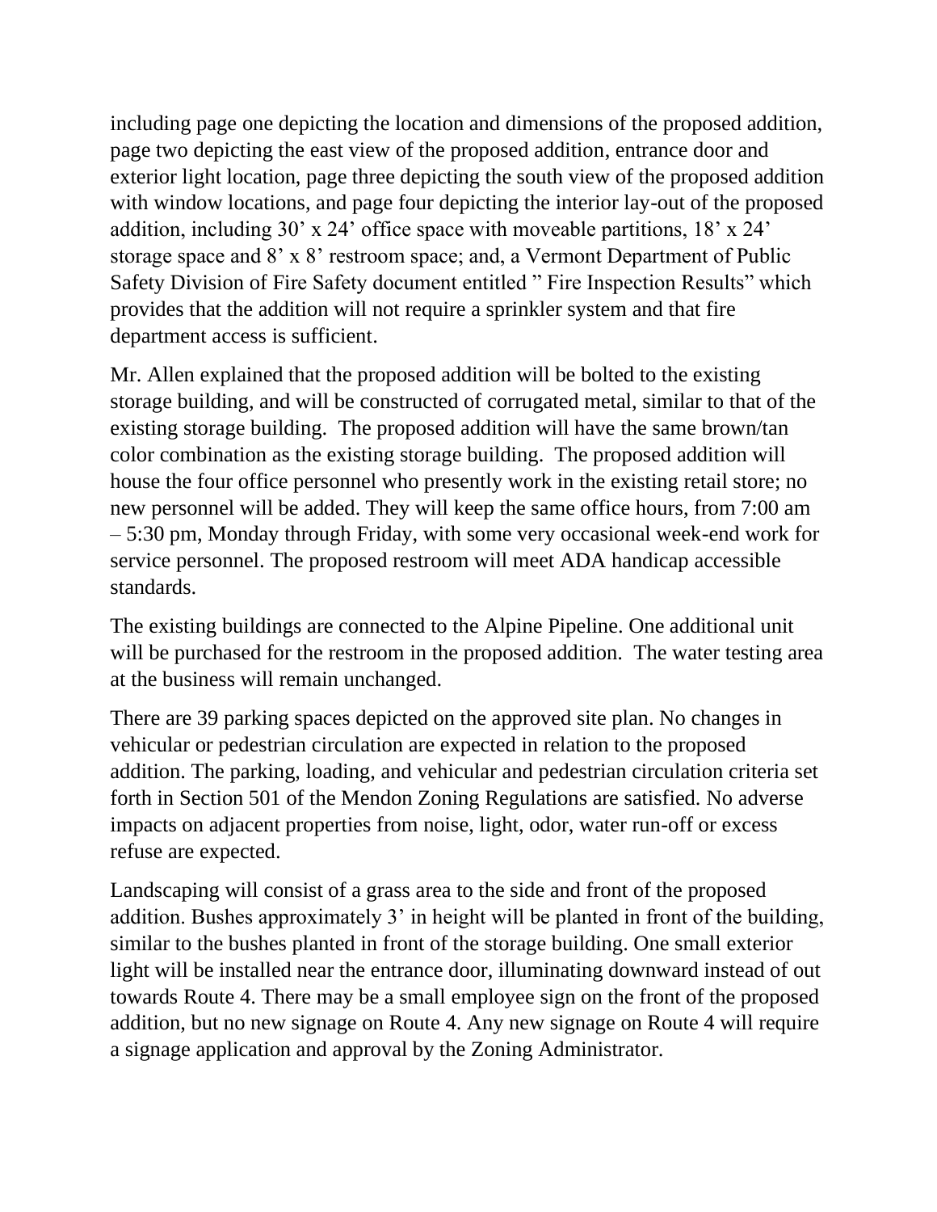including page one depicting the location and dimensions of the proposed addition, page two depicting the east view of the proposed addition, entrance door and exterior light location, page three depicting the south view of the proposed addition with window locations, and page four depicting the interior lay-out of the proposed addition, including 30' x 24' office space with moveable partitions, 18' x 24' storage space and 8' x 8' restroom space; and, a Vermont Department of Public Safety Division of Fire Safety document entitled " Fire Inspection Results" which provides that the addition will not require a sprinkler system and that fire department access is sufficient.

Mr. Allen explained that the proposed addition will be bolted to the existing storage building, and will be constructed of corrugated metal, similar to that of the existing storage building. The proposed addition will have the same brown/tan color combination as the existing storage building. The proposed addition will house the four office personnel who presently work in the existing retail store; no new personnel will be added. They will keep the same office hours, from 7:00 am – 5:30 pm, Monday through Friday, with some very occasional week-end work for service personnel. The proposed restroom will meet ADA handicap accessible standards.

The existing buildings are connected to the Alpine Pipeline. One additional unit will be purchased for the restroom in the proposed addition. The water testing area at the business will remain unchanged.

There are 39 parking spaces depicted on the approved site plan. No changes in vehicular or pedestrian circulation are expected in relation to the proposed addition. The parking, loading, and vehicular and pedestrian circulation criteria set forth in Section 501 of the Mendon Zoning Regulations are satisfied. No adverse impacts on adjacent properties from noise, light, odor, water run-off or excess refuse are expected.

Landscaping will consist of a grass area to the side and front of the proposed addition. Bushes approximately 3' in height will be planted in front of the building, similar to the bushes planted in front of the storage building. One small exterior light will be installed near the entrance door, illuminating downward instead of out towards Route 4. There may be a small employee sign on the front of the proposed addition, but no new signage on Route 4. Any new signage on Route 4 will require a signage application and approval by the Zoning Administrator.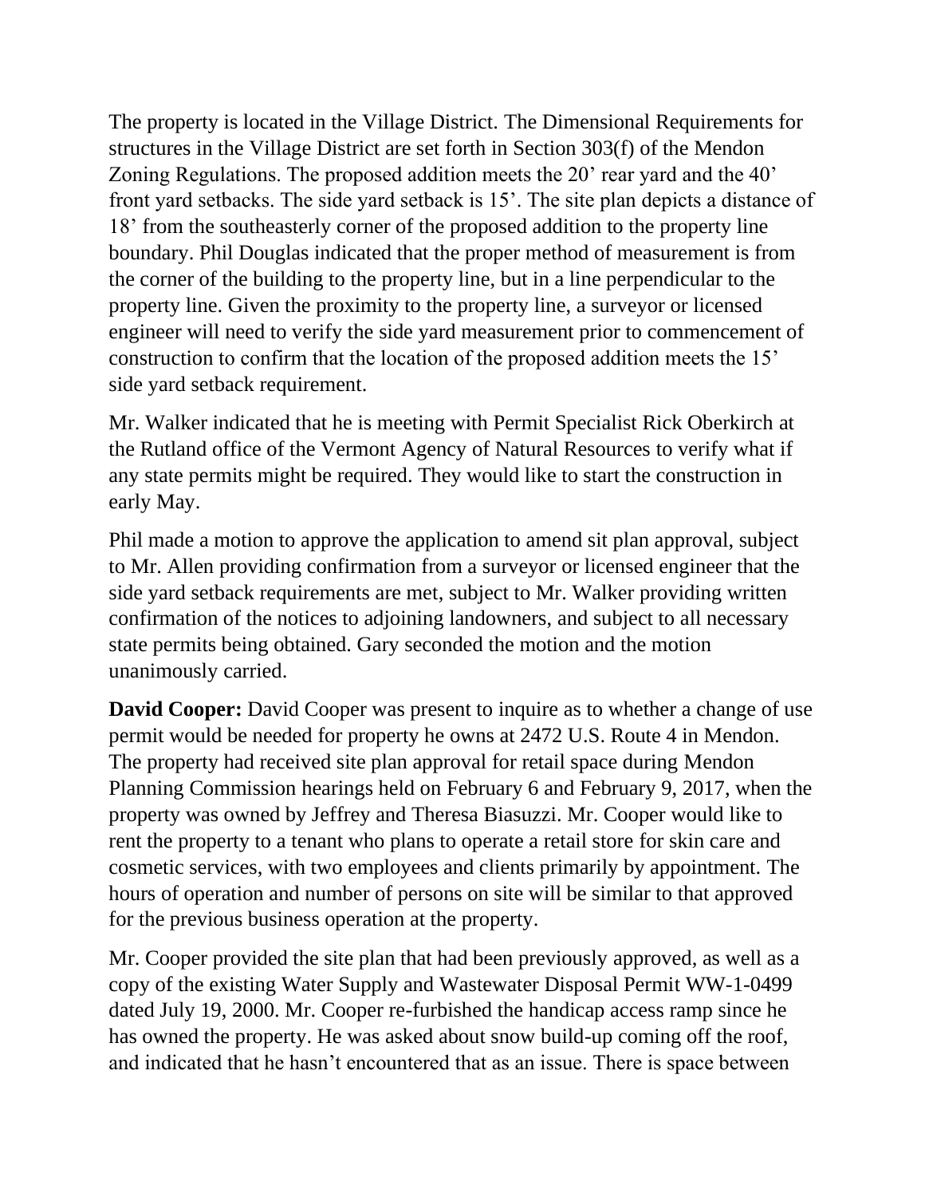The property is located in the Village District. The Dimensional Requirements for structures in the Village District are set forth in Section 303(f) of the Mendon Zoning Regulations. The proposed addition meets the 20' rear yard and the 40' front yard setbacks. The side yard setback is 15'. The site plan depicts a distance of 18' from the southeasterly corner of the proposed addition to the property line boundary. Phil Douglas indicated that the proper method of measurement is from the corner of the building to the property line, but in a line perpendicular to the property line. Given the proximity to the property line, a surveyor or licensed engineer will need to verify the side yard measurement prior to commencement of construction to confirm that the location of the proposed addition meets the 15' side yard setback requirement.

Mr. Walker indicated that he is meeting with Permit Specialist Rick Oberkirch at the Rutland office of the Vermont Agency of Natural Resources to verify what if any state permits might be required. They would like to start the construction in early May.

Phil made a motion to approve the application to amend sit plan approval, subject to Mr. Allen providing confirmation from a surveyor or licensed engineer that the side yard setback requirements are met, subject to Mr. Walker providing written confirmation of the notices to adjoining landowners, and subject to all necessary state permits being obtained. Gary seconded the motion and the motion unanimously carried.

**David Cooper:** David Cooper was present to inquire as to whether a change of use permit would be needed for property he owns at 2472 U.S. Route 4 in Mendon. The property had received site plan approval for retail space during Mendon Planning Commission hearings held on February 6 and February 9, 2017, when the property was owned by Jeffrey and Theresa Biasuzzi. Mr. Cooper would like to rent the property to a tenant who plans to operate a retail store for skin care and cosmetic services, with two employees and clients primarily by appointment. The hours of operation and number of persons on site will be similar to that approved for the previous business operation at the property.

Mr. Cooper provided the site plan that had been previously approved, as well as a copy of the existing Water Supply and Wastewater Disposal Permit WW-1-0499 dated July 19, 2000. Mr. Cooper re-furbished the handicap access ramp since he has owned the property. He was asked about snow build-up coming off the roof, and indicated that he hasn't encountered that as an issue. There is space between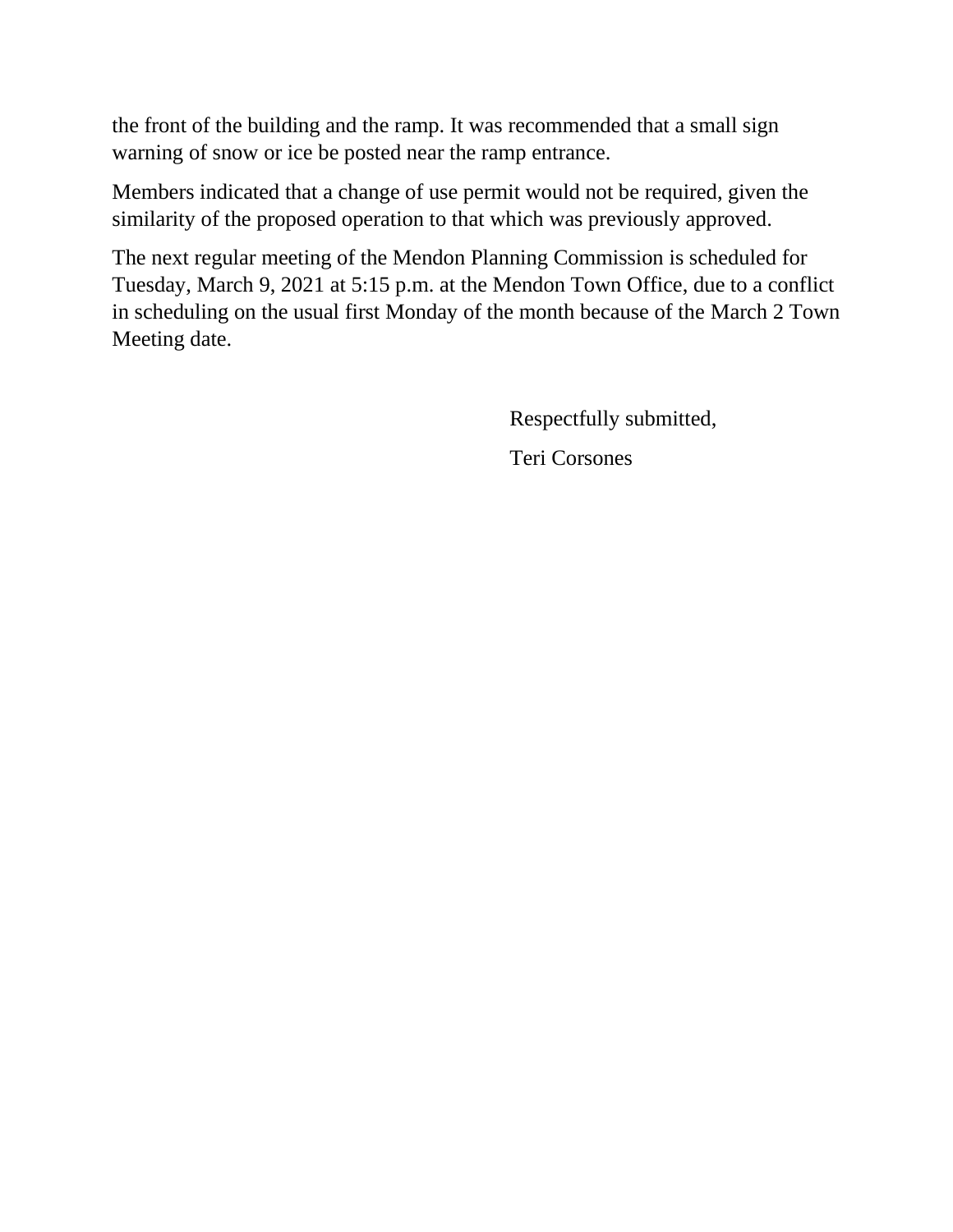the front of the building and the ramp. It was recommended that a small sign warning of snow or ice be posted near the ramp entrance.

Members indicated that a change of use permit would not be required, given the similarity of the proposed operation to that which was previously approved.

The next regular meeting of the Mendon Planning Commission is scheduled for Tuesday, March 9, 2021 at 5:15 p.m. at the Mendon Town Office, due to a conflict in scheduling on the usual first Monday of the month because of the March 2 Town Meeting date.

Respectfully submitted,

Teri Corsones